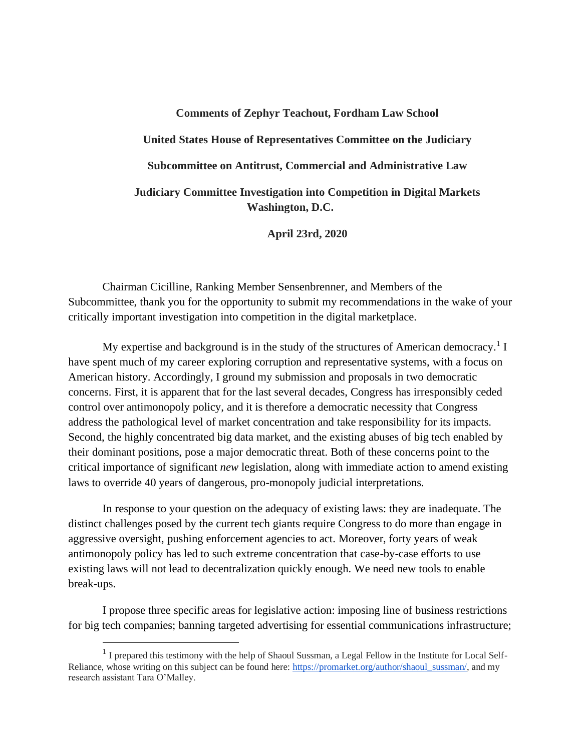**Comments of Zephyr Teachout, Fordham Law School**

**United States House of Representatives Committee on the Judiciary**

**Subcommittee on Antitrust, Commercial and Administrative Law**

**Judiciary Committee Investigation into Competition in Digital Markets Washington, D.C.**

**April 23rd, 2020**

Chairman Cicilline, Ranking Member Sensenbrenner, and Members of the Subcommittee, thank you for the opportunity to submit my recommendations in the wake of your critically important investigation into competition in the digital marketplace.

My expertise and background is in the study of the structures of American democracy.[1] I have spent much of my career exploring corruption and representative systems, with a focus on American history. Accordingly, I ground my submission and proposals in two democratic concerns. First, it is apparent that for the last several decades, Congress has irresponsibly ceded control over antimonopoly policy, and it is therefore a democratic necessity that Congress address the pathological level of market concentration and take responsibility for its impacts. Second, the highly concentrated big data market, and the existing abuses of big tech enabled by their dominant positions, pose a major democratic threat. Both of these concerns point to the critical importance of significant *new* legislation, along with immediate action to amend existing laws to override 40 years of dangerous, pro-monopoly judicial interpretations.

In response to your question on the adequacy of existing laws: they are inadequate. The distinct challenges posed by the current tech giants require Congress to do more than engage in aggressive oversight, pushing enforcement agencies to act. Moreover, forty years of weak antimonopoly policy has led to such extreme concentration that case-by-case efforts to use existing laws will not lead to decentralization quickly enough. We need new tools to enable break-ups.

I propose three specific areas for legislative action: imposing line of business restrictions for big tech companies; banning targeted advertising for essential communications infrastructure;

[1] I prepared this testimony with the help of Shaoul Sussman, a Legal Fellow in the Institute for Local Self-Reliance, whose writing on this subject can be found here: https://promarket.org/author/shaoul_sussman/, and my research assistant Tara O'Malley.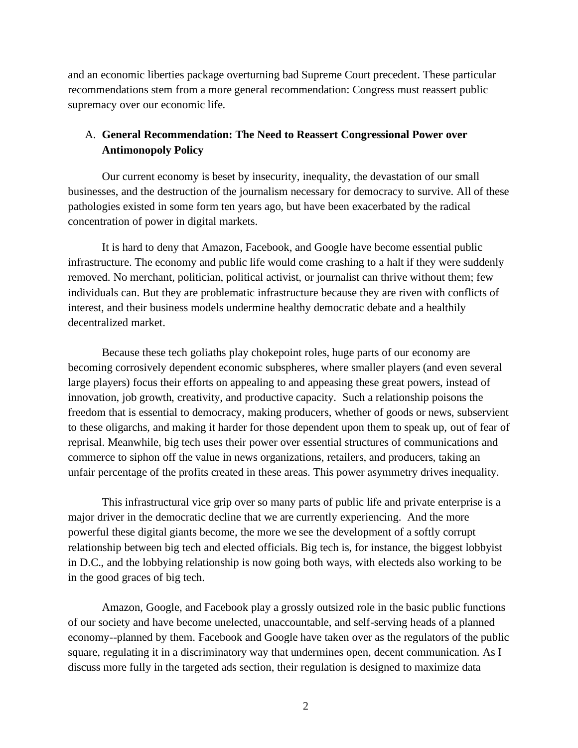and an economic liberties package overturning bad Supreme Court precedent. These particular recommendations stem from a more general recommendation: Congress must reassert public supremacy over our economic life.

## A. General Recommendation: The Need to Reassert Congressional Power over Antimonopoly Policy

Our current economy is beset by insecurity, inequality, the devastation of our small businesses, and the destruction of the journalism necessary for democracy to survive. All of these pathologies existed in some form ten years ago, but have been exacerbated by the radical concentration of power in digital markets.

It is hard to deny that Amazon, Facebook, and Google have become essential public infrastructure. The economy and public life would come crashing to a halt if they were suddenly removed. No merchant, politician, political activist, or journalist can thrive without them; few individuals can. But they are problematic infrastructure because they are riven with conflicts of interest, and their business models undermine healthy democratic debate and a healthily decentralized market.

Because these tech goliaths play chokepoint roles, huge parts of our economy are becoming corrosively dependent economic subspheres, where smaller players (and even several large players) focus their efforts on appealing to and appeasing these great powers, instead of innovation, job growth, creativity, and productive capacity. Such a relationship poisons the freedom that is essential to democracy, making producers, whether of goods or news, subservient to these oligarchs, and making it harder for those dependent upon them to speak up, out of fear of reprisal. Meanwhile, big tech uses their power over essential structures of communications and commerce to siphon off the value in news organizations, retailers, and producers, taking an unfair percentage of the profits created in these areas. This power asymmetry drives inequality.

This infrastructural vice grip over so many parts of public life and private enterprise is a major driver in the democratic decline that we are currently experiencing. And the more powerful these digital giants become, the more we see the development of a softly corrupt relationship between big tech and elected officials. Big tech is, for instance, the biggest lobbyist in D.C., and the lobbying relationship is now going both ways, with electeds also working to be in the good graces of big tech.

Amazon, Google, and Facebook play a grossly outsized role in the basic public functions of our society and have become unelected, unaccountable, and self-serving heads of a planned economy--planned by them. Facebook and Google have taken over as the regulators of the public square, regulating it in a discriminatory way that undermines open, decent communication. As I discuss more fully in the targeted ads section, their regulation is designed to maximize data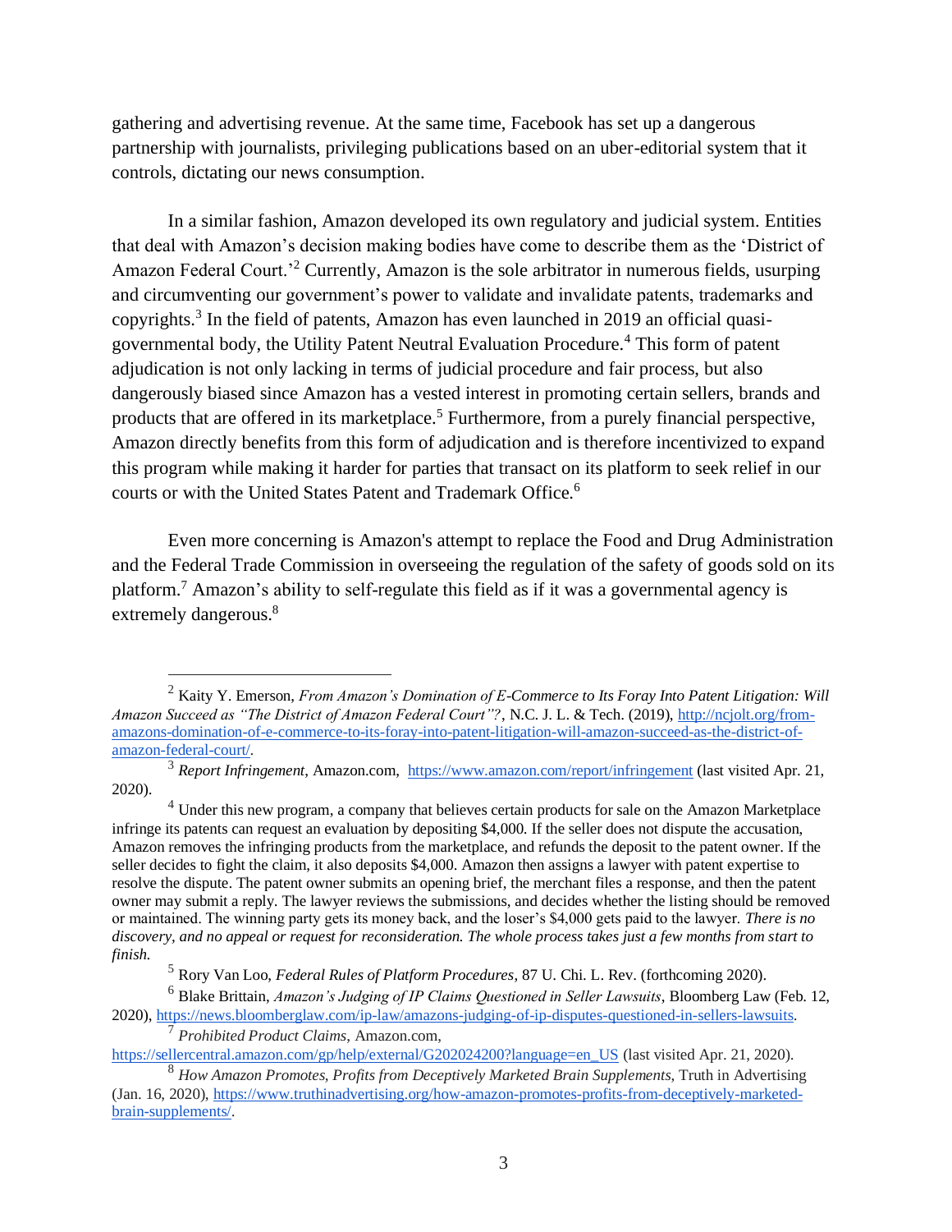gathering and advertising revenue. At the same time, Facebook has set up a dangerous partnership with journalists, privileging publications based on an uber-editorial system that it controls, dictating our news consumption.

In a similar fashion, Amazon developed its own regulatory and judicial system. Entities that deal with Amazon's decision making bodies have come to describe them as the 'District of Amazon Federal Court.'[2] Currently, Amazon is the sole arbitrator in numerous fields, usurping and circumventing our government's power to validate and invalidate patents, trademarks and copyrights.[3] In the field of patents, Amazon has even launched in 2019 an official quasi-governmental body, the Utility Patent Neutral Evaluation Procedure.[4] This form of patent adjudication is not only lacking in terms of judicial procedure and fair process, but also dangerously biased since Amazon has a vested interest in promoting certain sellers, brands and products that are offered in its marketplace.[5] Furthermore, from a purely financial perspective, Amazon directly benefits from this form of adjudication and is therefore incentivized to expand this program while making it harder for parties that transact on its platform to seek relief in our courts or with the United States Patent and Trademark Office.[6]

Even more concerning is Amazon's attempt to replace the Food and Drug Administration and the Federal Trade Commission in overseeing the regulation of the safety of goods sold on its platform.[7] Amazon's ability to self-regulate this field as if it was a governmental agency is extremely dangerous.[8]

---

[2] Kaity Y. Emerson, *From Amazon's Domination of E-Commerce to Its Foray Into Patent Litigation: Will Amazon Succeed as "The District of Amazon Federal Court"?*, N.C. J. L. & Tech. (2019), http://ncjolt.org/from-amazons-domination-of-e-commerce-to-its-foray-into-patent-litigation-will-amazon-succeed-as-the-district-of-amazon-federal-court/.

[3] *Report Infringement*, Amazon.com, https://www.amazon.com/report/infringement (last visited Apr. 21, 2020).

[4] Under this new program, a company that believes certain products for sale on the Amazon Marketplace infringe its patents can request an evaluation by depositing $4,000. If the seller does not dispute the accusation, Amazon removes the infringing products from the marketplace, and refunds the deposit to the patent owner. If the seller decides to fight the claim, it also deposits $4,000. Amazon then assigns a lawyer with patent expertise to resolve the dispute. The patent owner submits an opening brief, the merchant files a response, and then the patent owner may submit a reply. The lawyer reviews the submissions, and decides whether the listing should be removed or maintained. The winning party gets its money back, and the loser's $4,000 gets paid to the lawyer. *There is no discovery, and no appeal or request for reconsideration. The whole process takes just a few months from start to finish.*

[5] Rory Van Loo, *Federal Rules of Platform Procedures*, 87 U. Chi. L. Rev. (forthcoming 2020).

[6] Blake Brittain, *Amazon's Judging of IP Claims Questioned in Seller Lawsuits*, Bloomberg Law (Feb. 12, 2020), https://news.bloomberglaw.com/ip-law/amazons-judging-of-ip-disputes-questioned-in-sellers-lawsuits.

[7] *Prohibited Product Claims*, Amazon.com, https://sellercentral.amazon.com/gp/help/external/G202024200?language=en_US (last visited Apr. 21, 2020).

[8] *How Amazon Promotes, Profits from Deceptively Marketed Brain Supplements*, Truth in Advertising (Jan. 16, 2020), https://www.truthinadvertising.org/how-amazon-promotes-profits-from-deceptively-marketed-brain-supplements/.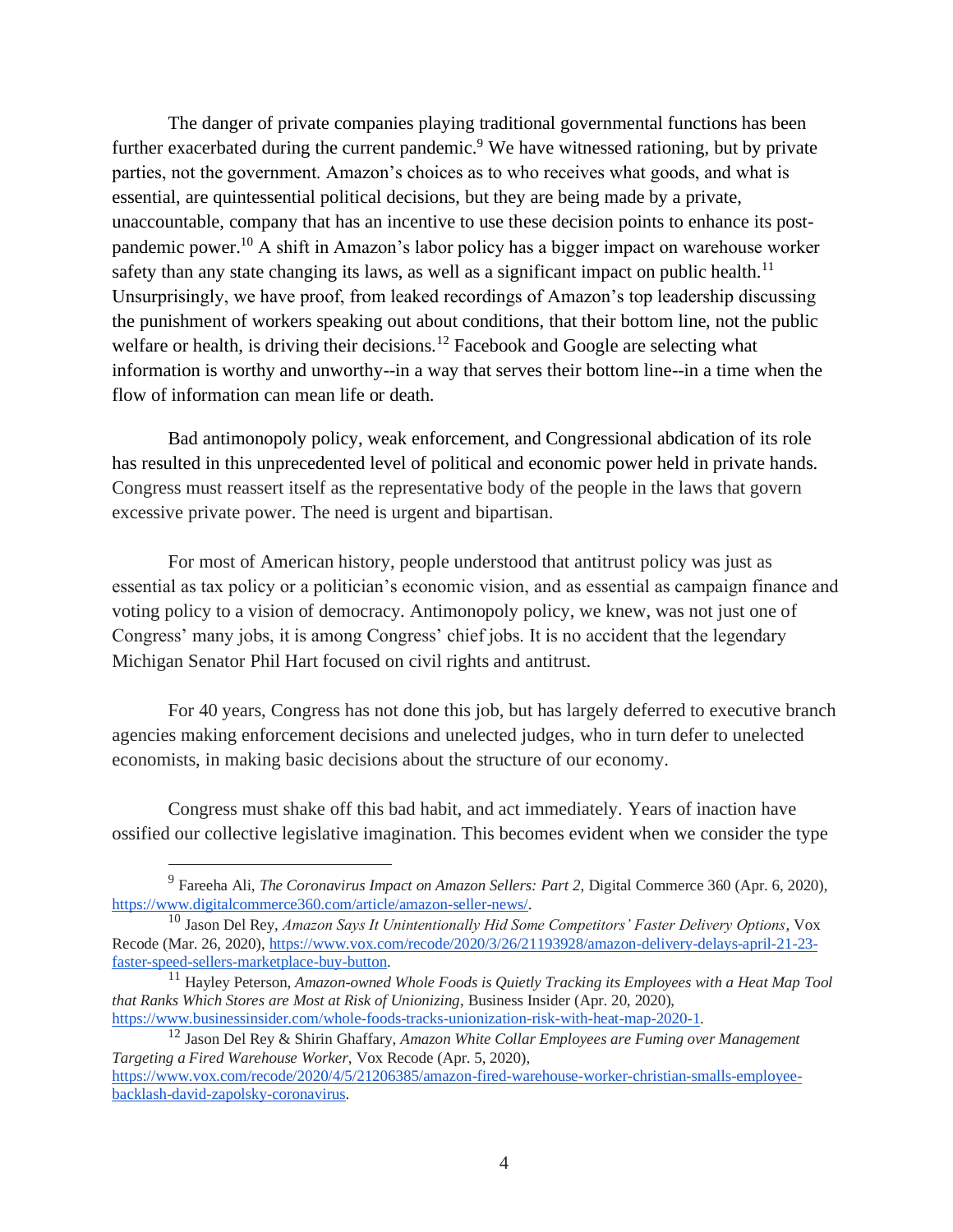The danger of private companies playing traditional governmental functions has been further exacerbated during the current pandemic.[9] We have witnessed rationing, but by private parties, not the government. Amazon's choices as to who receives what goods, and what is essential, are quintessential political decisions, but they are being made by a private, unaccountable, company that has an incentive to use these decision points to enhance its post-pandemic power.[10] A shift in Amazon's labor policy has a bigger impact on warehouse worker safety than any state changing its laws, as well as a significant impact on public health.[11] Unsurprisingly, we have proof, from leaked recordings of Amazon's top leadership discussing the punishment of workers speaking out about conditions, that their bottom line, not the public welfare or health, is driving their decisions.[12] Facebook and Google are selecting what information is worthy and unworthy--in a way that serves their bottom line--in a time when the flow of information can mean life or death.

Bad antimonopoly policy, weak enforcement, and Congressional abdication of its role has resulted in this unprecedented level of political and economic power held in private hands. Congress must reassert itself as the representative body of the people in the laws that govern excessive private power. The need is urgent and bipartisan.

For most of American history, people understood that antitrust policy was just as essential as tax policy or a politician's economic vision, and as essential as campaign finance and voting policy to a vision of democracy. Antimonopoly policy, we knew, was not just one of Congress' many jobs, it is among Congress' chief jobs. It is no accident that the legendary Michigan Senator Phil Hart focused on civil rights and antitrust.

For 40 years, Congress has not done this job, but has largely deferred to executive branch agencies making enforcement decisions and unelected judges, who in turn defer to unelected economists, in making basic decisions about the structure of our economy.

Congress must shake off this bad habit, and act immediately. Years of inaction have ossified our collective legislative imagination. This becomes evident when we consider the type

---

[9] Fareeha Ali, *The Coronavirus Impact on Amazon Sellers: Part 2,* Digital Commerce 360 (Apr. 6, 2020), https://www.digitalcommerce360.com/article/amazon-seller-news/.

[10] Jason Del Rey, *Amazon Says It Unintentionally Hid Some Competitors' Faster Delivery Options*, Vox Recode (Mar. 26, 2020), https://www.vox.com/recode/2020/3/26/21193928/amazon-delivery-delays-april-21-23-faster-speed-sellers-marketplace-buy-button.

[11] Hayley Peterson, *Amazon-owned Whole Foods is Quietly Tracking its Employees with a Heat Map Tool that Ranks Which Stores are Most at Risk of Unionizing*, Business Insider (Apr. 20, 2020), https://www.businessinsider.com/whole-foods-tracks-unionization-risk-with-heat-map-2020-1.

[12] Jason Del Rey & Shirin Ghaffary, *Amazon White Collar Employees are Fuming over Management Targeting a Fired Warehouse Worker,* Vox Recode (Apr. 5, 2020), https://www.vox.com/recode/2020/4/5/21206385/amazon-fired-warehouse-worker-christian-smalls-employee-backlash-david-zapolsky-coronavirus.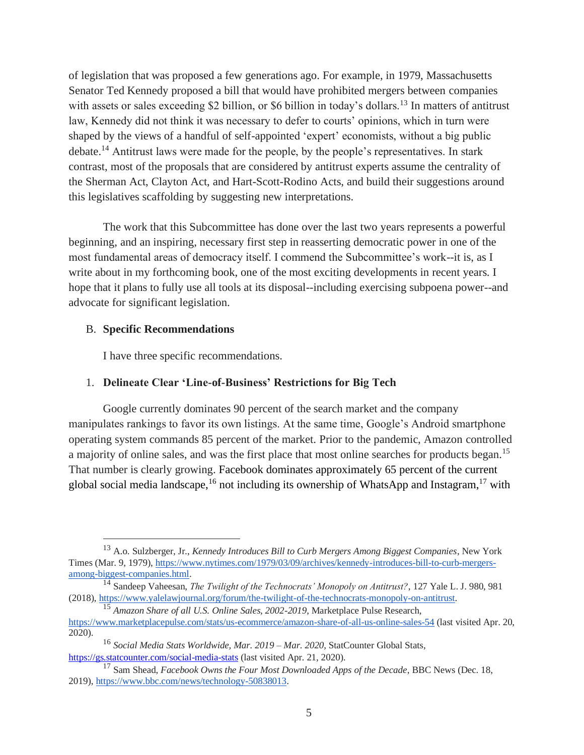of legislation that was proposed a few generations ago. For example, in 1979, Massachusetts Senator Ted Kennedy proposed a bill that would have prohibited mergers between companies with assets or sales exceeding $2 billion, or $6 billion in today's dollars.[13] In matters of antitrust law, Kennedy did not think it was necessary to defer to courts' opinions, which in turn were shaped by the views of a handful of self-appointed 'expert' economists, without a big public debate.[14] Antitrust laws were made for the people, by the people's representatives. In stark contrast, most of the proposals that are considered by antitrust experts assume the centrality of the Sherman Act, Clayton Act, and Hart-Scott-Rodino Acts, and build their suggestions around this legislatives scaffolding by suggesting new interpretations.

The work that this Subcommittee has done over the last two years represents a powerful beginning, and an inspiring, necessary first step in reasserting democratic power in one of the most fundamental areas of democracy itself. I commend the Subcommittee's work--it is, as I write about in my forthcoming book, one of the most exciting developments in recent years. I hope that it plans to fully use all tools at its disposal--including exercising subpoena power--and advocate for significant legislation.

## B. **Specific Recommendations**

I have three specific recommendations.

### 1. **Delineate Clear 'Line-of-Business' Restrictions for Big Tech**

Google currently dominates 90 percent of the search market and the company manipulates rankings to favor its own listings. At the same time, Google's Android smartphone operating system commands 85 percent of the market. Prior to the pandemic, Amazon controlled a majority of online sales, and was the first place that most online searches for products began.[15] That number is clearly growing. Facebook dominates approximately 65 percent of the current global social media landscape,[16] not including its ownership of WhatsApp and Instagram,[17] with

---

[13] A.o. Sulzberger, Jr., *Kennedy Introduces Bill to Curb Mergers Among Biggest Companies*, New York Times (Mar. 9, 1979), https://www.nytimes.com/1979/03/09/archives/kennedy-introduces-bill-to-curb-mergers-among-biggest-companies.html.

[14] Sandeep Vaheesan, *The Twilight of the Technocrats' Monopoly on Antitrust?*, 127 Yale L. J. 980, 981 (2018), https://www.yalelawjournal.org/forum/the-twilight-of-the-technocrats-monopoly-on-antitrust.

[15] *Amazon Share of all U.S. Online Sales, 2002-2019*, Marketplace Pulse Research, https://www.marketplacepulse.com/stats/us-ecommerce/amazon-share-of-all-us-online-sales-54 (last visited Apr. 20, 2020).

[16] *Social Media Stats Worldwide, Mar. 2019 – Mar. 2020*, StatCounter Global Stats, https://gs.statcounter.com/social-media-stats (last visited Apr. 21, 2020).

[17] Sam Shead, *Facebook Owns the Four Most Downloaded Apps of the Decade*, BBC News (Dec. 18, 2019), https://www.bbc.com/news/technology-50838013.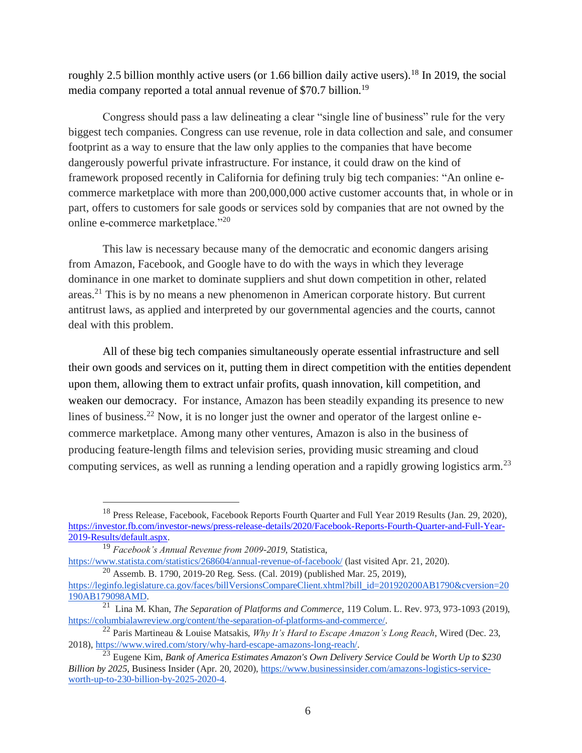roughly 2.5 billion monthly active users (or 1.66 billion daily active users).[18] In 2019, the social media company reported a total annual revenue of $70.7 billion.[19]

Congress should pass a law delineating a clear "single line of business" rule for the very biggest tech companies. Congress can use revenue, role in data collection and sale, and consumer footprint as a way to ensure that the law only applies to the companies that have become dangerously powerful private infrastructure. For instance, it could draw on the kind of framework proposed recently in California for defining truly big tech companies: "An online e-commerce marketplace with more than 200,000,000 active customer accounts that, in whole or in part, offers to customers for sale goods or services sold by companies that are not owned by the online e-commerce marketplace."[20]

This law is necessary because many of the democratic and economic dangers arising from Amazon, Facebook, and Google have to do with the ways in which they leverage dominance in one market to dominate suppliers and shut down competition in other, related areas.[21] This is by no means a new phenomenon in American corporate history. But current antitrust laws, as applied and interpreted by our governmental agencies and the courts, cannot deal with this problem.

All of these big tech companies simultaneously operate essential infrastructure and sell their own goods and services on it, putting them in direct competition with the entities dependent upon them, allowing them to extract unfair profits, quash innovation, kill competition, and weaken our democracy. For instance, Amazon has been steadily expanding its presence to new lines of business.[22] Now, it is no longer just the owner and operator of the largest online e-commerce marketplace. Among many other ventures, Amazon is also in the business of producing feature-length films and television series, providing music streaming and cloud computing services, as well as running a lending operation and a rapidly growing logistics arm.[23]

---

[18] Press Release, Facebook, Facebook Reports Fourth Quarter and Full Year 2019 Results (Jan. 29, 2020), https://investor.fb.com/investor-news/press-release-details/2020/Facebook-Reports-Fourth-Quarter-and-Full-Year-2019-Results/default.aspx.

[19] *Facebook's Annual Revenue from 2009-2019*, Statistica, https://www.statista.com/statistics/268604/annual-revenue-of-facebook/ (last visited Apr. 21, 2020).

[20] Assemb. B. 1790, 2019-20 Reg. Sess. (Cal. 2019) (published Mar. 25, 2019), https://leginfo.legislature.ca.gov/faces/billVersionsCompareClient.xhtml?bill_id=201920200AB1790&cversion=20190AB179098AMD.

[21] Lina M. Khan, *The Separation of Platforms and Commerce*, 119 Colum. L. Rev. 973, 973-1093 (2019), https://columbialawreview.org/content/the-separation-of-platforms-and-commerce/.

[22] Paris Martineau & Louise Matsakis, *Why It's Hard to Escape Amazon's Long Reach*, Wired (Dec. 23, 2018), https://www.wired.com/story/why-hard-escape-amazons-long-reach/.

[23] Eugene Kim, *Bank of America Estimates Amazon's Own Delivery Service Could be Worth Up to $230 Billion by 2025*, Business Insider (Apr. 20, 2020), https://www.businessinsider.com/amazons-logistics-service-worth-up-to-230-billion-by-2025-2020-4.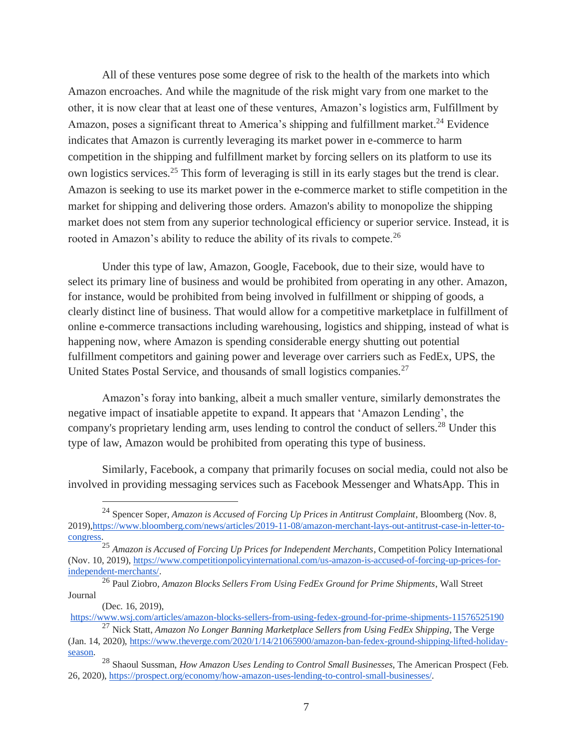All of these ventures pose some degree of risk to the health of the markets into which Amazon encroaches. And while the magnitude of the risk might vary from one market to the other, it is now clear that at least one of these ventures, Amazon's logistics arm, Fulfillment by Amazon, poses a significant threat to America's shipping and fulfillment market.[24] Evidence indicates that Amazon is currently leveraging its market power in e-commerce to harm competition in the shipping and fulfillment market by forcing sellers on its platform to use its own logistics services.[25] This form of leveraging is still in its early stages but the trend is clear. Amazon is seeking to use its market power in the e-commerce market to stifle competition in the market for shipping and delivering those orders. Amazon's ability to monopolize the shipping market does not stem from any superior technological efficiency or superior service. Instead, it is rooted in Amazon's ability to reduce the ability of its rivals to compete.[26]

Under this type of law, Amazon, Google, Facebook, due to their size, would have to select its primary line of business and would be prohibited from operating in any other. Amazon, for instance, would be prohibited from being involved in fulfillment or shipping of goods, a clearly distinct line of business. That would allow for a competitive marketplace in fulfillment of online e-commerce transactions including warehousing, logistics and shipping, instead of what is happening now, where Amazon is spending considerable energy shutting out potential fulfillment competitors and gaining power and leverage over carriers such as FedEx, UPS, the United States Postal Service, and thousands of small logistics companies.[27]

Amazon's foray into banking, albeit a much smaller venture, similarly demonstrates the negative impact of insatiable appetite to expand. It appears that 'Amazon Lending', the company's proprietary lending arm, uses lending to control the conduct of sellers.[28] Under this type of law, Amazon would be prohibited from operating this type of business.

Similarly, Facebook, a company that primarily focuses on social media, could not also be involved in providing messaging services such as Facebook Messenger and WhatsApp. This in

---

[24] Spencer Soper, *Amazon is Accused of Forcing Up Prices in Antitrust Complaint*, Bloomberg (Nov. 8, 2019),https://www.bloomberg.com/news/articles/2019-11-08/amazon-merchant-lays-out-antitrust-case-in-letter-to-congress.

[25] *Amazon is Accused of Forcing Up Prices for Independent Merchants*, Competition Policy International (Nov. 10, 2019), https://www.competitionpolicyinternational.com/us-amazon-is-accused-of-forcing-up-prices-for-independent-merchants/.

[26] Paul Ziobro, *Amazon Blocks Sellers From Using FedEx Ground for Prime Shipments*, Wall Street Journal (Dec. 16, 2019), https://www.wsj.com/articles/amazon-blocks-sellers-from-using-fedex-ground-for-prime-shipments-11576525190

[27] Nick Statt, *Amazon No Longer Banning Marketplace Sellers from Using FedEx Shipping*, The Verge (Jan. 14, 2020), https://www.theverge.com/2020/1/14/21065900/amazon-ban-fedex-ground-shipping-lifted-holiday-season.

[28] Shaoul Sussman, *How Amazon Uses Lending to Control Small Businesses*, The American Prospect (Feb. 26, 2020), https://prospect.org/economy/how-amazon-uses-lending-to-control-small-businesses/.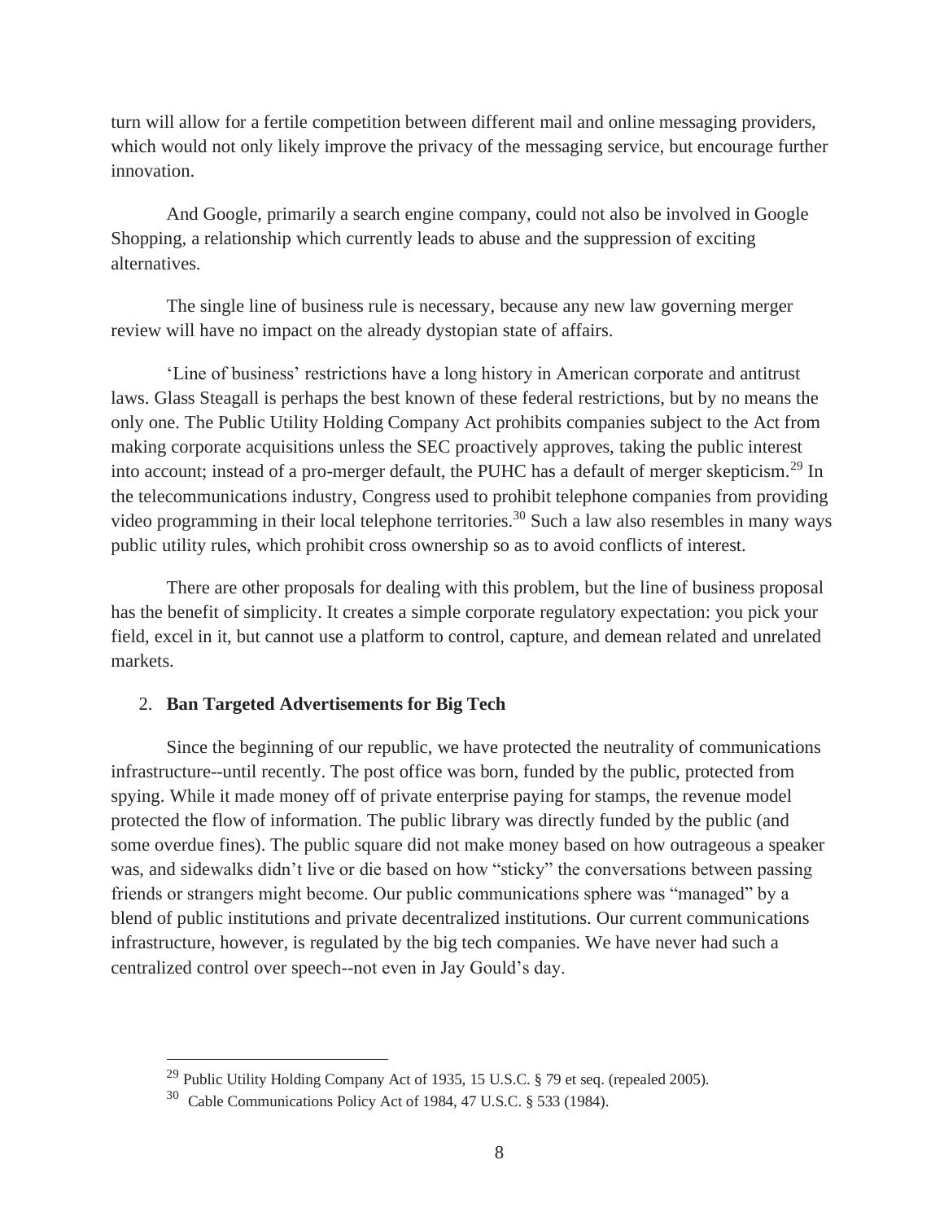turn will allow for a fertile competition between different mail and online messaging providers, which would not only likely improve the privacy of the messaging service, but encourage further innovation.

And Google, primarily a search engine company, could not also be involved in Google Shopping, a relationship which currently leads to abuse and the suppression of exciting alternatives.

The single line of business rule is necessary, because any new law governing merger review will have no impact on the already dystopian state of affairs.

'Line of business' restrictions have a long history in American corporate and antitrust laws. Glass Steagall is perhaps the best known of these federal restrictions, but by no means the only one. The Public Utility Holding Company Act prohibits companies subject to the Act from making corporate acquisitions unless the SEC proactively approves, taking the public interest into account; instead of a pro-merger default, the PUHC has a default of merger skepticism.[29] In the telecommunications industry, Congress used to prohibit telephone companies from providing video programming in their local telephone territories.[30] Such a law also resembles in many ways public utility rules, which prohibit cross ownership so as to avoid conflicts of interest.

There are other proposals for dealing with this problem, but the line of business proposal has the benefit of simplicity. It creates a simple corporate regulatory expectation: you pick your field, excel in it, but cannot use a platform to control, capture, and demean related and unrelated markets.

2. **Ban Targeted Advertisements for Big Tech**

Since the beginning of our republic, we have protected the neutrality of communications infrastructure--until recently. The post office was born, funded by the public, protected from spying. While it made money off of private enterprise paying for stamps, the revenue model protected the flow of information. The public library was directly funded by the public (and some overdue fines). The public square did not make money based on how outrageous a speaker was, and sidewalks didn't live or die based on how "sticky" the conversations between passing friends or strangers might become. Our public communications sphere was "managed" by a blend of public institutions and private decentralized institutions. Our current communications infrastructure, however, is regulated by the big tech companies. We have never had such a centralized control over speech--not even in Jay Gould's day.

---

[29] Public Utility Holding Company Act of 1935, 15 U.S.C. § 79 et seq. (repealed 2005).

[30] Cable Communications Policy Act of 1984, 47 U.S.C. § 533 (1984).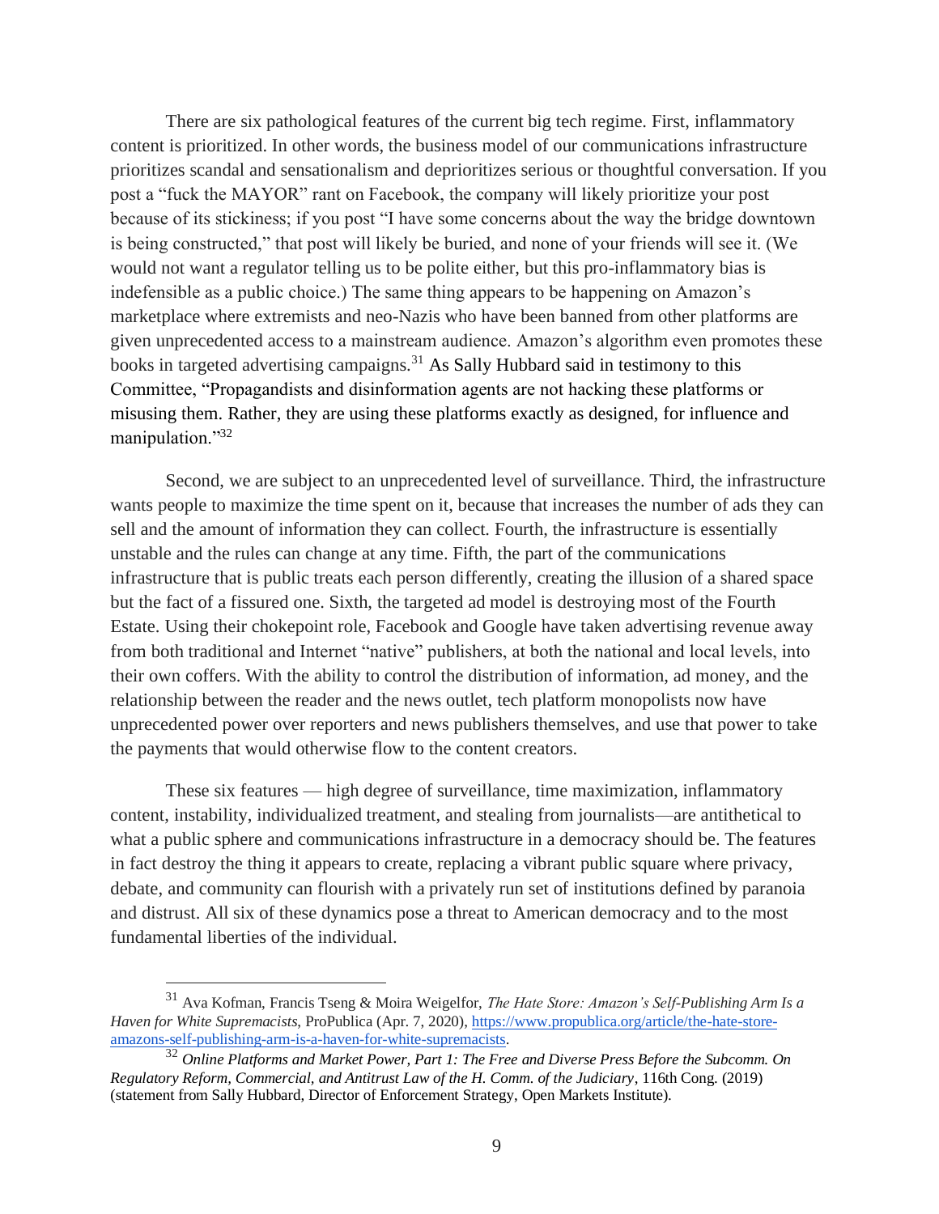There are six pathological features of the current big tech regime. First, inflammatory content is prioritized. In other words, the business model of our communications infrastructure prioritizes scandal and sensationalism and deprioritizes serious or thoughtful conversation. If you post a "fuck the MAYOR" rant on Facebook, the company will likely prioritize your post because of its stickiness; if you post "I have some concerns about the way the bridge downtown is being constructed," that post will likely be buried, and none of your friends will see it. (We would not want a regulator telling us to be polite either, but this pro-inflammatory bias is indefensible as a public choice.) The same thing appears to be happening on Amazon's marketplace where extremists and neo-Nazis who have been banned from other platforms are given unprecedented access to a mainstream audience. Amazon's algorithm even promotes these books in targeted advertising campaigns.[31] As Sally Hubbard said in testimony to this Committee, "Propagandists and disinformation agents are not hacking these platforms or misusing them. Rather, they are using these platforms exactly as designed, for influence and manipulation."[32]

Second, we are subject to an unprecedented level of surveillance. Third, the infrastructure wants people to maximize the time spent on it, because that increases the number of ads they can sell and the amount of information they can collect. Fourth, the infrastructure is essentially unstable and the rules can change at any time. Fifth, the part of the communications infrastructure that is public treats each person differently, creating the illusion of a shared space but the fact of a fissured one. Sixth, the targeted ad model is destroying most of the Fourth Estate. Using their chokepoint role, Facebook and Google have taken advertising revenue away from both traditional and Internet "native" publishers, at both the national and local levels, into their own coffers. With the ability to control the distribution of information, ad money, and the relationship between the reader and the news outlet, tech platform monopolists now have unprecedented power over reporters and news publishers themselves, and use that power to take the payments that would otherwise flow to the content creators.

These six features — high degree of surveillance, time maximization, inflammatory content, instability, individualized treatment, and stealing from journalists—are antithetical to what a public sphere and communications infrastructure in a democracy should be. The features in fact destroy the thing it appears to create, replacing a vibrant public square where privacy, debate, and community can flourish with a privately run set of institutions defined by paranoia and distrust. All six of these dynamics pose a threat to American democracy and to the most fundamental liberties of the individual.

---

[31] Ava Kofman, Francis Tseng & Moira Weigelfor, *The Hate Store: Amazon's Self-Publishing Arm Is a Haven for White Supremacists*, ProPublica (Apr. 7, 2020), https://www.propublica.org/article/the-hate-store-amazons-self-publishing-arm-is-a-haven-for-white-supremacists.

[32] *Online Platforms and Market Power, Part 1: The Free and Diverse Press Before the Subcomm. On Regulatory Reform, Commercial, and Antitrust Law of the H. Comm. of the Judiciary*, 116th Cong. (2019) (statement from Sally Hubbard, Director of Enforcement Strategy, Open Markets Institute).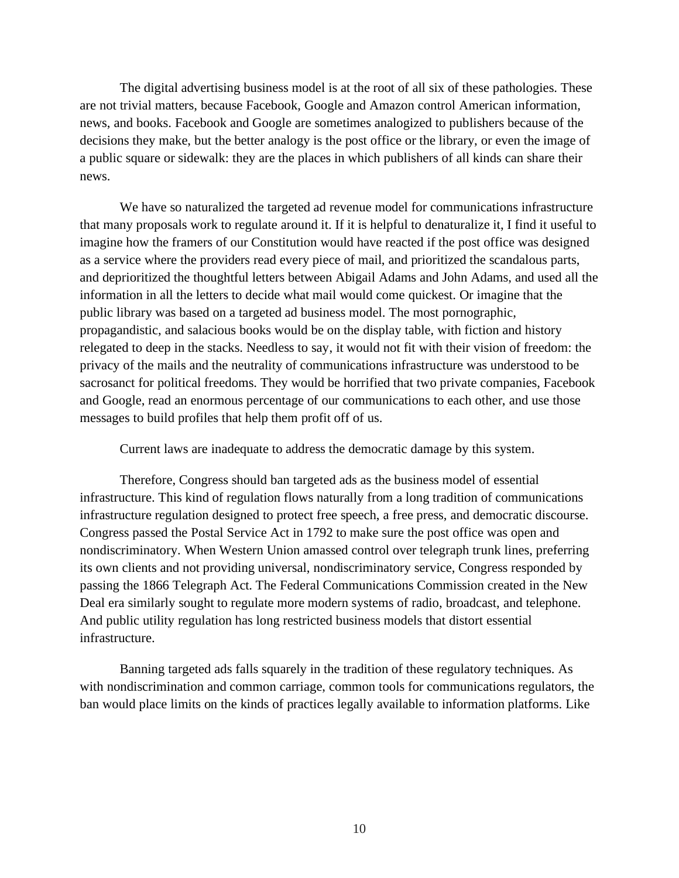The digital advertising business model is at the root of all six of these pathologies. These are not trivial matters, because Facebook, Google and Amazon control American information, news, and books. Facebook and Google are sometimes analogized to publishers because of the decisions they make, but the better analogy is the post office or the library, or even the image of a public square or sidewalk: they are the places in which publishers of all kinds can share their news.

We have so naturalized the targeted ad revenue model for communications infrastructure that many proposals work to regulate around it. If it is helpful to denaturalize it, I find it useful to imagine how the framers of our Constitution would have reacted if the post office was designed as a service where the providers read every piece of mail, and prioritized the scandalous parts, and deprioritized the thoughtful letters between Abigail Adams and John Adams, and used all the information in all the letters to decide what mail would come quickest. Or imagine that the public library was based on a targeted ad business model. The most pornographic, propagandistic, and salacious books would be on the display table, with fiction and history relegated to deep in the stacks. Needless to say, it would not fit with their vision of freedom: the privacy of the mails and the neutrality of communications infrastructure was understood to be sacrosanct for political freedoms. They would be horrified that two private companies, Facebook and Google, read an enormous percentage of our communications to each other, and use those messages to build profiles that help them profit off of us.

Current laws are inadequate to address the democratic damage by this system.

Therefore, Congress should ban targeted ads as the business model of essential infrastructure. This kind of regulation flows naturally from a long tradition of communications infrastructure regulation designed to protect free speech, a free press, and democratic discourse. Congress passed the Postal Service Act in 1792 to make sure the post office was open and nondiscriminatory. When Western Union amassed control over telegraph trunk lines, preferring its own clients and not providing universal, nondiscriminatory service, Congress responded by passing the 1866 Telegraph Act. The Federal Communications Commission created in the New Deal era similarly sought to regulate more modern systems of radio, broadcast, and telephone. And public utility regulation has long restricted business models that distort essential infrastructure.

Banning targeted ads falls squarely in the tradition of these regulatory techniques. As with nondiscrimination and common carriage, common tools for communications regulators, the ban would place limits on the kinds of practices legally available to information platforms. Like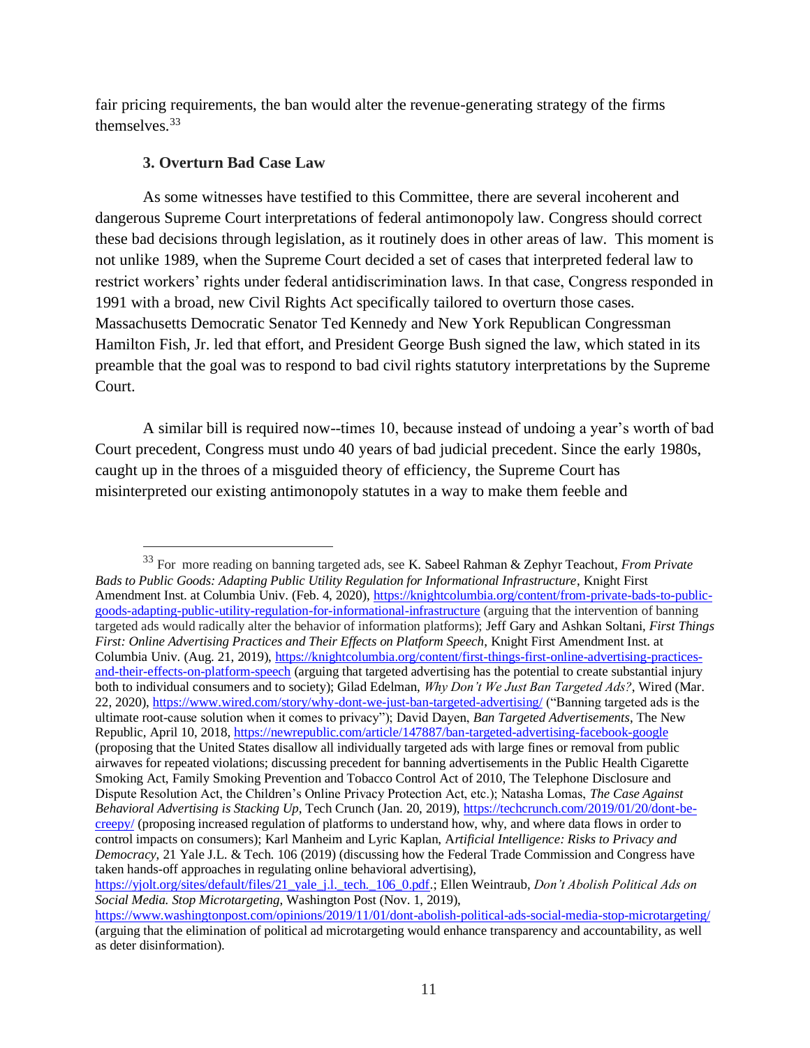fair pricing requirements, the ban would alter the revenue-generating strategy of the firms themselves.[33]

### 3. Overturn Bad Case Law

As some witnesses have testified to this Committee, there are several incoherent and dangerous Supreme Court interpretations of federal antimonopoly law. Congress should correct these bad decisions through legislation, as it routinely does in other areas of law. This moment is not unlike 1989, when the Supreme Court decided a set of cases that interpreted federal law to restrict workers' rights under federal antidiscrimination laws. In that case, Congress responded in 1991 with a broad, new Civil Rights Act specifically tailored to overturn those cases. Massachusetts Democratic Senator Ted Kennedy and New York Republican Congressman Hamilton Fish, Jr. led that effort, and President George Bush signed the law, which stated in its preamble that the goal was to respond to bad civil rights statutory interpretations by the Supreme Court.

A similar bill is required now--times 10, because instead of undoing a year's worth of bad Court precedent, Congress must undo 40 years of bad judicial precedent. Since the early 1980s, caught up in the throes of a misguided theory of efficiency, the Supreme Court has misinterpreted our existing antimonopoly statutes in a way to make them feeble and

---

[33] For more reading on banning targeted ads, see K. Sabeel Rahman & Zephyr Teachout, *From Private Bads to Public Goods: Adapting Public Utility Regulation for Informational Infrastructure*, Knight First Amendment Inst. at Columbia Univ. (Feb. 4, 2020), https://knightcolumbia.org/content/from-private-bads-to-public-goods-adapting-public-utility-regulation-for-informational-infrastructure (arguing that the intervention of banning targeted ads would radically alter the behavior of information platforms); Jeff Gary and Ashkan Soltani, *First Things First: Online Advertising Practices and Their Effects on Platform Speech*, Knight First Amendment Inst. at Columbia Univ. (Aug. 21, 2019), https://knightcolumbia.org/content/first-things-first-online-advertising-practices-and-their-effects-on-platform-speech (arguing that targeted advertising has the potential to create substantial injury both to individual consumers and to society); Gilad Edelman, *Why Don't We Just Ban Targeted Ads?*, Wired (Mar. 22, 2020), https://www.wired.com/story/why-dont-we-just-ban-targeted-advertising/ ("Banning targeted ads is the ultimate root-cause solution when it comes to privacy"); David Dayen, *Ban Targeted Advertisements*, The New Republic, April 10, 2018, https://newrepublic.com/article/147887/ban-targeted-advertising-facebook-google (proposing that the United States disallow all individually targeted ads with large fines or removal from public airwaves for repeated violations; discussing precedent for banning advertisements in the Public Health Cigarette Smoking Act, Family Smoking Prevention and Tobacco Control Act of 2010, The Telephone Disclosure and Dispute Resolution Act, the Children's Online Privacy Protection Act, etc.); Natasha Lomas, *The Case Against Behavioral Advertising is Stacking Up*, Tech Crunch (Jan. 20, 2019), https://techcrunch.com/2019/01/20/dont-be-creepy/ (proposing increased regulation of platforms to understand how, why, and where data flows in order to control impacts on consumers); Karl Manheim and Lyric Kaplan, *Artificial Intelligence: Risks to Privacy and Democracy*, 21 Yale J.L. & Tech. 106 (2019) (discussing how the Federal Trade Commission and Congress have taken hands-off approaches in regulating online behavioral advertising), https://yjolt.org/sites/default/files/21_yale_j.l._tech._106_0.pdf.; Ellen Weintraub, *Don't Abolish Political Ads on Social Media. Stop Microtargeting*, Washington Post (Nov. 1, 2019), https://www.washingtonpost.com/opinions/2019/11/01/dont-abolish-political-ads-social-media-stop-microtargeting/ (arguing that the elimination of political ad microtargeting would enhance transparency and accountability, as well as deter disinformation).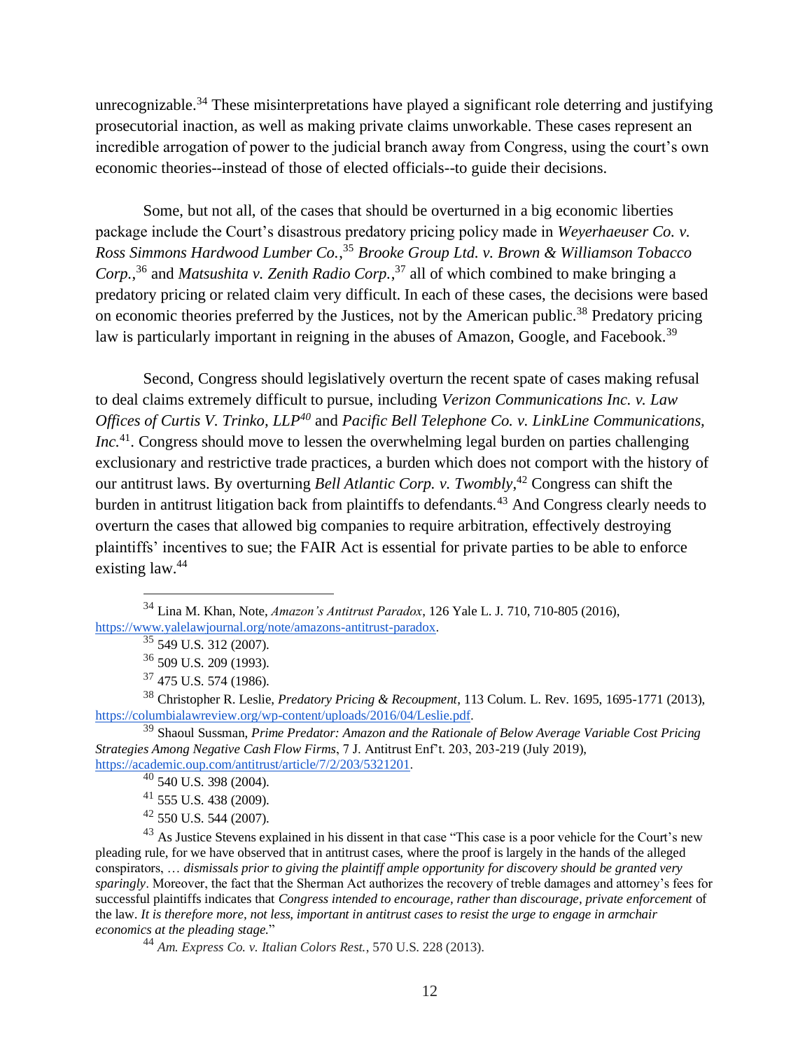unrecognizable.[34] These misinterpretations have played a significant role deterring and justifying prosecutorial inaction, as well as making private claims unworkable. These cases represent an incredible arrogation of power to the judicial branch away from Congress, using the court's own economic theories--instead of those of elected officials--to guide their decisions.

Some, but not all, of the cases that should be overturned in a big economic liberties package include the Court's disastrous predatory pricing policy made in *Weyerhaeuser Co. v. Ross Simmons Hardwood Lumber Co.*,[35] *Brooke Group Ltd. v. Brown & Williamson Tobacco Corp.*,[36] and *Matsushita v. Zenith Radio Corp.*,[37] all of which combined to make bringing a predatory pricing or related claim very difficult. In each of these cases, the decisions were based on economic theories preferred by the Justices, not by the American public.[38] Predatory pricing law is particularly important in reigning in the abuses of Amazon, Google, and Facebook.[39]

Second, Congress should legislatively overturn the recent spate of cases making refusal to deal claims extremely difficult to pursue, including *Verizon Communications Inc. v. Law Offices of Curtis V. Trinko, LLP*[40] and *Pacific Bell Telephone Co. v. LinkLine Communications, Inc.*[41]. Congress should move to lessen the overwhelming legal burden on parties challenging exclusionary and restrictive trade practices, a burden which does not comport with the history of our antitrust laws. By overturning *Bell Atlantic Corp. v. Twombly*,[42] Congress can shift the burden in antitrust litigation back from plaintiffs to defendants.[43] And Congress clearly needs to overturn the cases that allowed big companies to require arbitration, effectively destroying plaintiffs' incentives to sue; the FAIR Act is essential for private parties to be able to enforce existing law.[44]

---

[34] Lina M. Khan, Note, *Amazon's Antitrust Paradox*, 126 Yale L. J. 710, 710-805 (2016), https://www.yalelawjournal.org/note/amazons-antitrust-paradox.

[35] 549 U.S. 312 (2007).

[36] 509 U.S. 209 (1993).

[37] 475 U.S. 574 (1986).

[38] Christopher R. Leslie, *Predatory Pricing & Recoupment*, 113 Colum. L. Rev. 1695, 1695-1771 (2013), https://columbialawreview.org/wp-content/uploads/2016/04/Leslie.pdf.

[39] Shaoul Sussman, *Prime Predator: Amazon and the Rationale of Below Average Variable Cost Pricing Strategies Among Negative Cash Flow Firms*, 7 J. Antitrust Enf't. 203, 203-219 (July 2019), https://academic.oup.com/antitrust/article/7/2/203/5321201.

[40] 540 U.S. 398 (2004).

[41] 555 U.S. 438 (2009).

[42] 550 U.S. 544 (2007).

[43] As Justice Stevens explained in his dissent in that case "This case is a poor vehicle for the Court's new pleading rule, for we have observed that in antitrust cases, where the proof is largely in the hands of the alleged conspirators, … *dismissals prior to giving the plaintiff ample opportunity for discovery should be granted very sparingly*. Moreover, the fact that the Sherman Act authorizes the recovery of treble damages and attorney's fees for successful plaintiffs indicates that *Congress intended to encourage, rather than discourage, private enforcement* of the law. *It is therefore more, not less, important in antitrust cases to resist the urge to engage in armchair economics at the pleading stage.*"

[44] *Am. Express Co. v. Italian Colors Rest.*, 570 U.S. 228 (2013).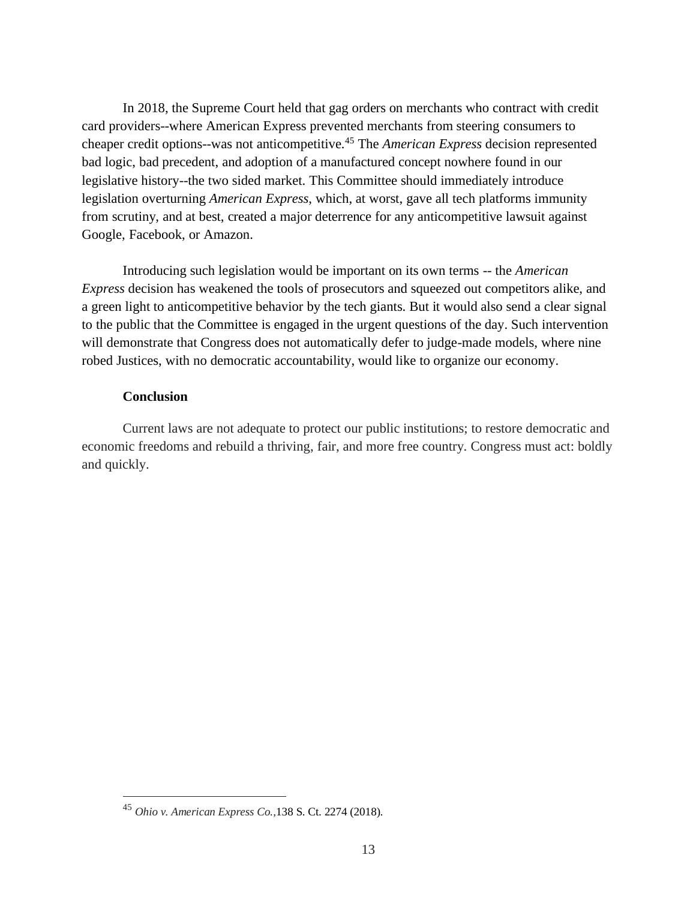In 2018, the Supreme Court held that gag orders on merchants who contract with credit card providers--where American Express prevented merchants from steering consumers to cheaper credit options--was not anticompetitive.[45] The *American Express* decision represented bad logic, bad precedent, and adoption of a manufactured concept nowhere found in our legislative history--the two sided market. This Committee should immediately introduce legislation overturning *American Express*, which, at worst, gave all tech platforms immunity from scrutiny, and at best, created a major deterrence for any anticompetitive lawsuit against Google, Facebook, or Amazon.

Introducing such legislation would be important on its own terms -- the *American Express* decision has weakened the tools of prosecutors and squeezed out competitors alike, and a green light to anticompetitive behavior by the tech giants. But it would also send a clear signal to the public that the Committee is engaged in the urgent questions of the day. Such intervention will demonstrate that Congress does not automatically defer to judge-made models, where nine robed Justices, with no democratic accountability, would like to organize our economy.

**Conclusion**

Current laws are not adequate to protect our public institutions; to restore democratic and economic freedoms and rebuild a thriving, fair, and more free country. Congress must act: boldly and quickly.

---

[45] *Ohio v. American Express Co.*,138 S. Ct. 2274 (2018).